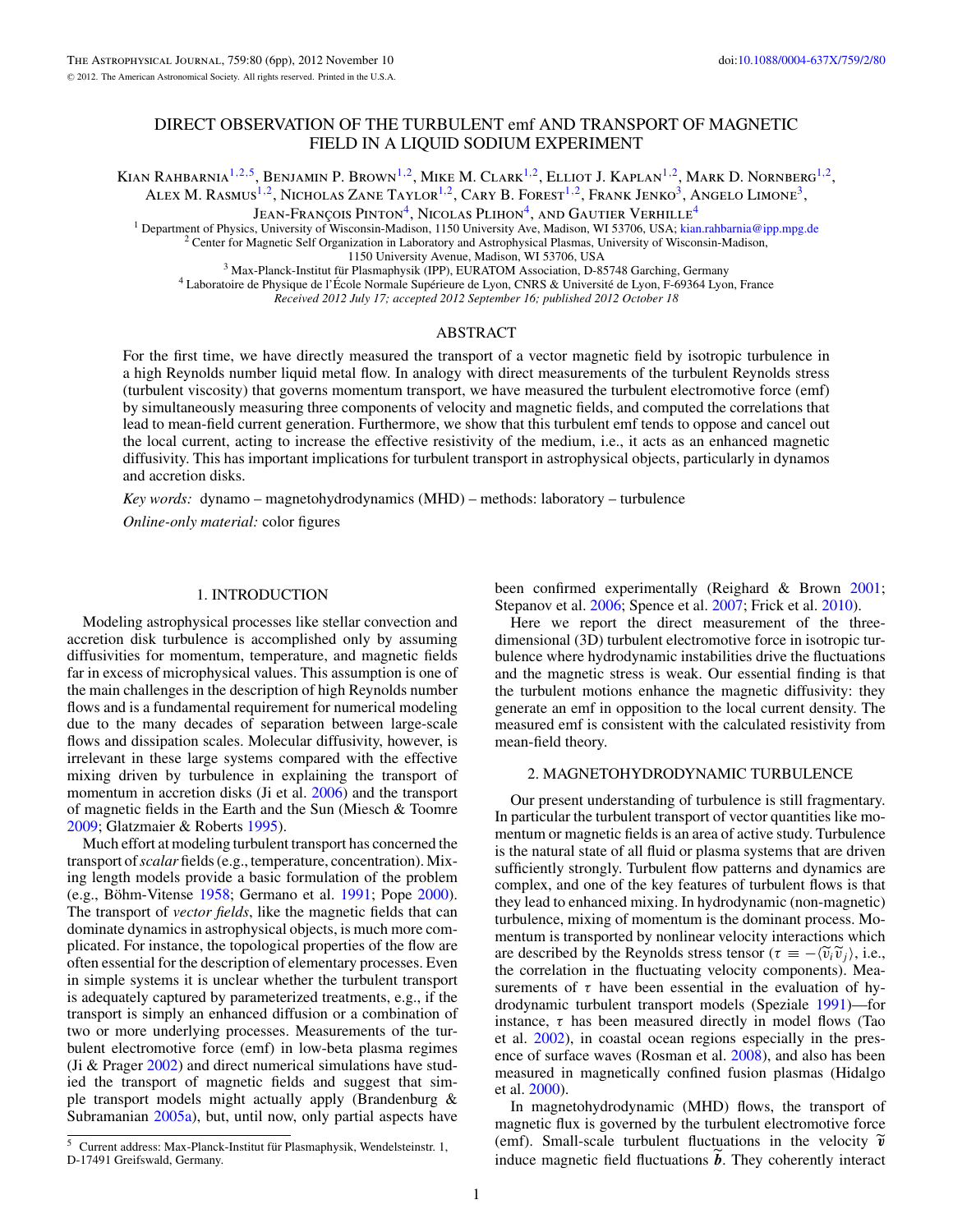# DIRECT OBSERVATION OF THE TURBULENT emf AND TRANSPORT OF MAGNETIC FIELD IN A LIQUID SODIUM EXPERIMENT

Kian Rahbarnia[1,2,5], Benjamin P. Brown[1,2], Mike M. Clark[1,2], Elliot J. Kaplan[1,2], Mark D. Nornberg[1,2], Alex M. Rasmus[1,2], Nicholas Zane Taylor[1,2], Cary B. Forest[1,2], Frank Jenko[3], Angelo Limone[3], Jean-François Pinton[4], Nicolas Plihon[4], and Gautier Verhille[4]

[1] Department of Physics, University of Wisconsin-Madison, 1150 University Ave, Madison, WI 53706, USA; kian.rahbarnia@ipp.mpg.de

[2] Center for Magnetic Self Organization in Laboratory and Astrophysical Plasmas, University of Wisconsin-Madison, 1150 University Avenue, Madison, WI 53706, USA

[3] Max-Planck-Institut für Plasmaphysik (IPP), EURATOM Association, D-85748 Garching, Germany

[4] Laboratoire de Physique de l'École Normale Supérieure de Lyon, CNRS & Université de Lyon, F-69364 Lyon, France

*Received 2012 July 17; accepted 2012 September 16; published 2012 October 18*

## ABSTRACT

For the first time, we have directly measured the transport of a vector magnetic field by isotropic turbulence in a high Reynolds number liquid metal flow. In analogy with direct measurements of the turbulent Reynolds stress (turbulent viscosity) that governs momentum transport, we have measured the turbulent electromotive force (emf) by simultaneously measuring three components of velocity and magnetic fields, and computed the correlations that lead to mean-field current generation. Furthermore, we show that this turbulent emf tends to oppose and cancel out the local current, acting to increase the effective resistivity of the medium, i.e., it acts as an enhanced magnetic diffusivity. This has important implications for turbulent transport in astrophysical objects, particularly in dynamos and accretion disks.

*Key words:* dynamo – magnetohydrodynamics (MHD) – methods: laboratory – turbulence

*Online-only material:* color figures

## 1. INTRODUCTION

Modeling astrophysical processes like stellar convection and accretion disk turbulence is accomplished only by assuming diffusivities for momentum, temperature, and magnetic fields far in excess of microphysical values. This assumption is one of the main challenges in the description of high Reynolds number flows and is a fundamental requirement for numerical modeling due to the many decades of separation between large-scale flows and dissipation scales. Molecular diffusivity, however, is irrelevant in these large systems compared with the effective mixing driven by turbulence in explaining the transport of momentum in accretion disks (Ji et al. 2006) and the transport of magnetic fields in the Earth and the Sun (Miesch & Toomre 2009; Glatzmaier & Roberts 1995).

Much effort at modeling turbulent transport has concerned the transport of *scalar* fields (e.g., temperature, concentration). Mixing length models provide a basic formulation of the problem (e.g., Böhm-Vitense 1958; Germano et al. 1991; Pope 2000). The transport of *vector fields*, like the magnetic fields that can dominate dynamics in astrophysical objects, is much more complicated. For instance, the topological properties of the flow are often essential for the description of elementary processes. Even in simple systems it is unclear whether the turbulent transport is adequately captured by parameterized treatments, e.g., if the transport is simply an enhanced diffusion or a combination of two or more underlying processes. Measurements of the turbulent electromotive force (emf) in low-beta plasma regimes (Ji & Prager 2002) and direct numerical simulations have studied the transport of magnetic fields and suggest that simple transport models might actually apply (Brandenburg & Subramanian 2005a), but, until now, only partial aspects have been confirmed experimentally (Reighard & Brown 2001; Stepanov et al. 2006; Spence et al. 2007; Frick et al. 2010).

Here we report the direct measurement of the three-dimensional (3D) turbulent electromotive force in isotropic turbulence where hydrodynamic instabilities drive the fluctuations and the magnetic stress is weak. Our essential finding is that the turbulent motions enhance the magnetic diffusivity: they generate an emf in opposition to the local current density. The measured emf is consistent with the calculated resistivity from mean-field theory.

## 2. MAGNETOHYDRODYNAMIC TURBULENCE

Our present understanding of turbulence is still fragmentary. In particular the turbulent transport of vector quantities like momentum or magnetic fields is an area of active study. Turbulence is the natural state of all fluid or plasma systems that are driven sufficiently strongly. Turbulent flow patterns and dynamics are complex, and one of the key features of turbulent flows is that they lead to enhanced mixing. In hydrodynamic (non-magnetic) turbulence, mixing of momentum is the dominant process. Momentum is transported by nonlinear velocity interactions which are described by the Reynolds stress tensor ($\tau \equiv -\langle \widetilde{v}_i \widetilde{v}_j \rangle$, i.e., the correlation in the fluctuating velocity components). Measurements of $\tau$ have been essential in the evaluation of hydrodynamic turbulent transport models (Speziale 1991)—for instance, $\tau$ has been measured directly in model flows (Tao et al. 2002), in coastal ocean regions especially in the presence of surface waves (Rosman et al. 2008), and also has been measured in magnetically confined fusion plasmas (Hidalgo et al. 2000).

In magnetohydrodynamic (MHD) flows, the transport of magnetic flux is governed by the turbulent electromotive force (emf). Small-scale turbulent fluctuations in the velocity $\widetilde{\boldsymbol{v}}$ induce magnetic field fluctuations $\widetilde{\boldsymbol{b}}$. They coherently interact

---

[5] Current address: Max-Planck-Institut für Plasmaphysik, Wendelsteinstr. 1, D-17491 Greifswald, Germany.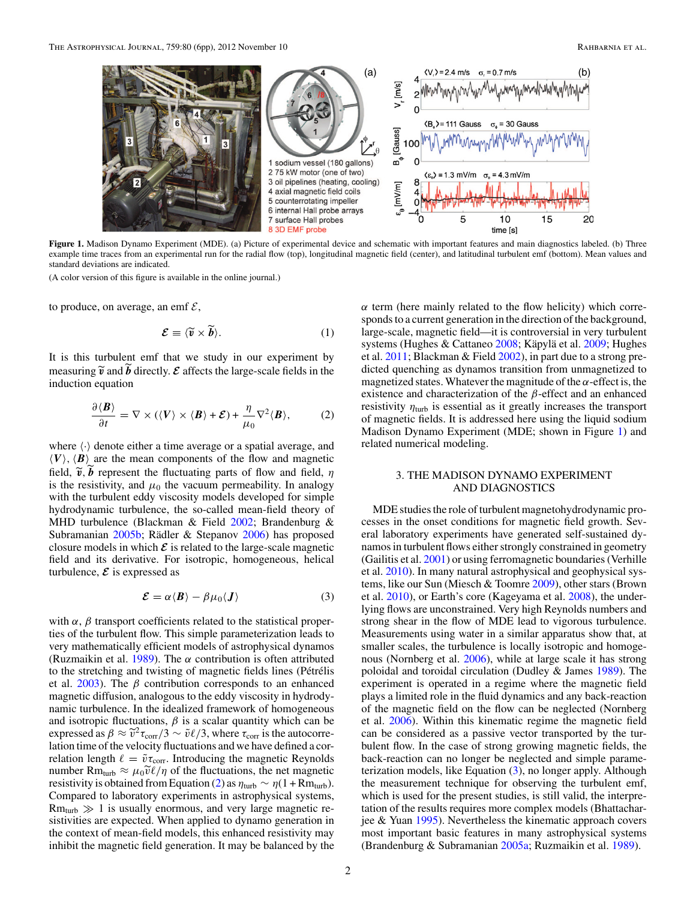**Figure 1.** Madison Dynamo Experiment (MDE). (a) Picture of experimental device and schematic with important features and main diagnostics labeled. (b) Three example time traces from an experimental run for the radial flow (top), longitudinal magnetic field (center), and latitudinal turbulent emf (bottom). Mean values and standard deviations are indicated.

(A color version of this figure is available in the online journal.)

to produce, on average, an emf $\mathcal{E}$,

$$\boldsymbol{\mathcal{E}} \equiv \langle \widetilde{\boldsymbol{v}} \times \widetilde{\boldsymbol{b}} \rangle. \tag{1}$$

It is this turbulent emf that we study in our experiment by measuring $\widetilde{\boldsymbol{v}}$ and $\widetilde{\boldsymbol{b}}$ directly. $\boldsymbol{\mathcal{E}}$ affects the large-scale fields in the induction equation

$$\frac{\partial \langle \boldsymbol{B} \rangle}{\partial t} = \nabla \times (\langle \boldsymbol{V} \rangle \times \langle \boldsymbol{B} \rangle + \boldsymbol{\mathcal{E}}) + \frac{\eta}{\mu_0} \nabla^2 \langle \boldsymbol{B} \rangle, \tag{2}$$

where $\langle \cdot \rangle$ denote either a time average or a spatial average, and $\langle \boldsymbol{V} \rangle$, $\langle \boldsymbol{B} \rangle$ are the mean components of the flow and magnetic field, $\widetilde{\boldsymbol{v}}, \widetilde{\boldsymbol{b}}$ represent the fluctuating parts of flow and field, $\eta$ is the resistivity, and $\mu_0$ the vacuum permeability. In analogy with the turbulent eddy viscosity models developed for simple hydrodynamic turbulence, the so-called mean-field theory of MHD turbulence (Blackman & Field 2002; Brandenburg & Subramanian 2005b; Rädler & Stepanov 2006) has proposed closure models in which $\boldsymbol{\mathcal{E}}$ is related to the large-scale magnetic field and its derivative. For isotropic, homogeneous, helical turbulence, $\boldsymbol{\mathcal{E}}$ is expressed as

$$\boldsymbol{\mathcal{E}} = \alpha \langle \boldsymbol{B} \rangle - \beta \mu_0 \langle \boldsymbol{J} \rangle \tag{3}$$

with $\alpha$, $\beta$ transport coefficients related to the statistical properties of the turbulent flow. This simple parameterization leads to very mathematically efficient models of astrophysical dynamos (Ruzmaikin et al. 1989). The $\alpha$ contribution is often attributed to the stretching and twisting of magnetic fields lines (Pétrélis et al. 2003). The $\beta$ contribution corresponds to an enhanced magnetic diffusion, analogous to the eddy viscosity in hydrodynamic turbulence. In the idealized framework of homogeneous and isotropic fluctuations, $\beta$ is a scalar quantity which can be expressed as $\beta \approx \widetilde{v}^2 \tau_{\mathrm{corr}}/3 \sim \widetilde{v}\ell/3$, where $\tau_{\mathrm{corr}}$ is the autocorrelation time of the velocity fluctuations and we have defined a correlation length $\ell = \widetilde{v}\tau_{\mathrm{corr}}$. Introducing the magnetic Reynolds number $\mathrm{Rm}_{\mathrm{turb}} \approx \mu_0 \widetilde{v}\ell/\eta$ of the fluctuations, the net magnetic resistivity is obtained from Equation (2) as $\eta_{\mathrm{turb}} \sim \eta(1 + \mathrm{Rm}_{\mathrm{turb}})$. Compared to laboratory experiments in astrophysical systems, $\mathrm{Rm}_{\mathrm{turb}} \gg 1$ is usually enormous, and very large magnetic resistivities are expected. When applied to dynamo generation in the context of mean-field models, this enhanced resistivity may inhibit the magnetic field generation. It may be balanced by the $\alpha$ term (here mainly related to the flow helicity) which corresponds to a current generation in the direction of the background, large-scale, magnetic field—it is controversial in very turbulent systems (Hughes & Cattaneo 2008; Käpylä et al. 2009; Hughes et al. 2011; Blackman & Field 2002), in part due to a strong predicted quenching as dynamos transition from unmagnetized to magnetized states. Whatever the magnitude of the $\alpha$-effect is, the existence and characterization of the $\beta$-effect and an enhanced resistivity $\eta_{\mathrm{turb}}$ is essential as it greatly increases the transport of magnetic fields. It is addressed here using the liquid sodium Madison Dynamo Experiment (MDE; shown in Figure 1) and related numerical modeling.

## 3. THE MADISON DYNAMO EXPERIMENT AND DIAGNOSTICS

MDE studies the role of turbulent magnetohydrodynamic processes in the onset conditions for magnetic field growth. Several laboratory experiments have generated self-sustained dynamos in turbulent flows either strongly constrained in geometry (Gailitis et al. 2001) or using ferromagnetic boundaries (Verhille et al. 2010). In many natural astrophysical and geophysical systems, like our Sun (Miesch & Toomre 2009), other stars (Brown et al. 2010), or Earth's core (Kageyama et al. 2008), the underlying flows are unconstrained. Very high Reynolds numbers and strong shear in the flow of MDE lead to vigorous turbulence. Measurements using water in a similar apparatus show that, at smaller scales, the turbulence is locally isotropic and homogenous (Nornberg et al. 2006), while at large scale it has strong poloidal and toroidal circulation (Dudley & James 1989). The experiment is operated in a regime where the magnetic field plays a limited role in the fluid dynamics and any back-reaction of the magnetic field on the flow can be neglected (Nornberg et al. 2006). Within this kinematic regime the magnetic field can be considered as a passive vector transported by the turbulent flow. In the case of strong growing magnetic fields, the back-reaction can no longer be neglected and simple parameterization models, like Equation (3), no longer apply. Although the measurement technique for observing the turbulent emf, which is used for the present studies, is still valid, the interpretation of the results requires more complex models (Bhattacharjee & Yuan 1995). Nevertheless the kinematic approach covers most important basic features in many astrophysical systems (Brandenburg & Subramanian 2005a; Ruzmaikin et al. 1989).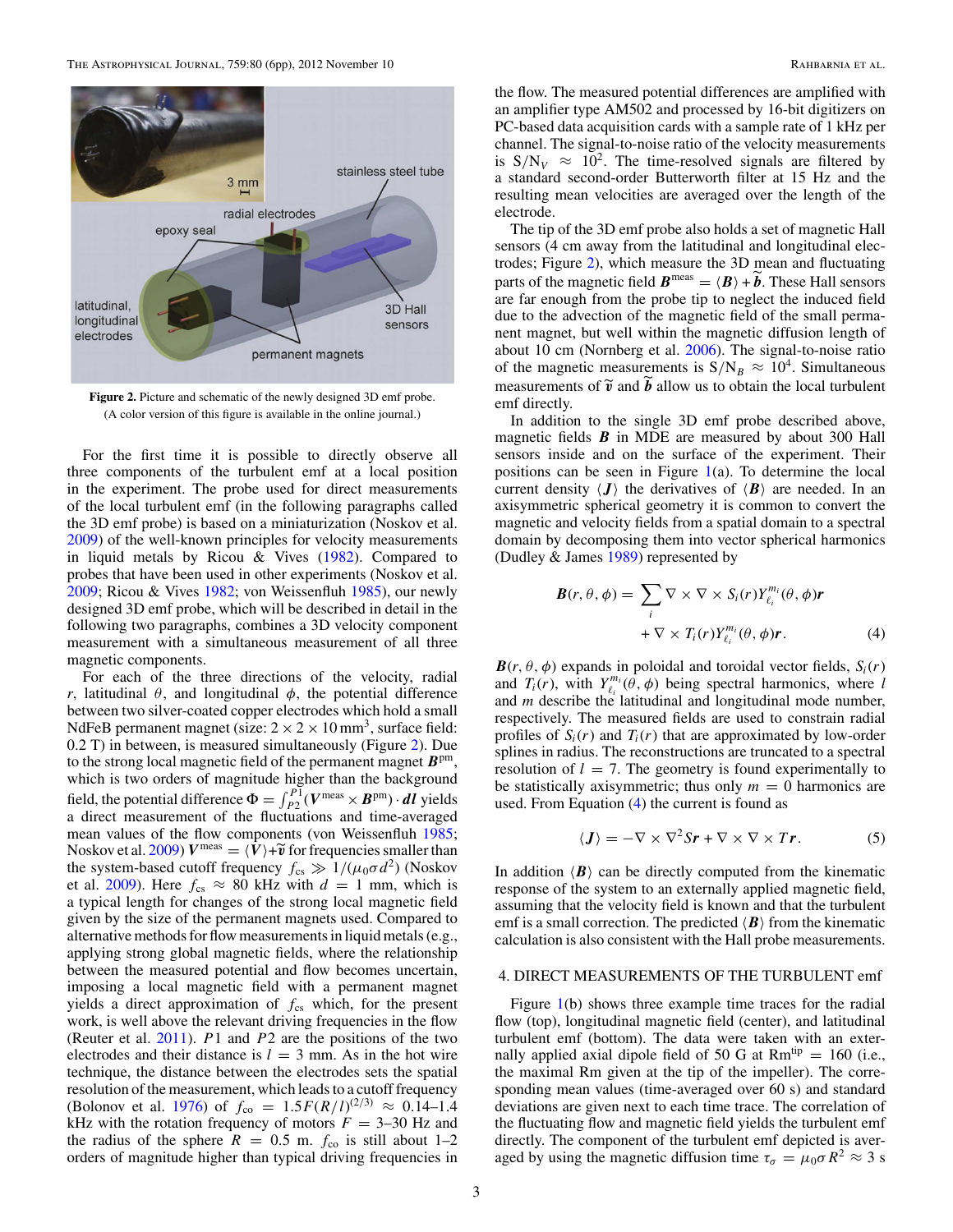Figure 2. Picture and schematic of the newly designed 3D emf probe. (A color version of this figure is available in the online journal.)

For the first time it is possible to directly observe all three components of the turbulent emf at a local position in the experiment. The probe used for direct measurements of the local turbulent emf (in the following paragraphs called the 3D emf probe) is based on a miniaturization (Noskov et al. 2009) of the well-known principles for velocity measurements in liquid metals by Ricou & Vives (1982). Compared to probes that have been used in other experiments (Noskov et al. 2009; Ricou & Vives 1982; von Weissenfluh 1985), our newly designed 3D emf probe, which will be described in detail in the following two paragraphs, combines a 3D velocity component measurement with a simultaneous measurement of all three magnetic components.

For each of the three directions of the velocity, radial $r$, latitudinal $\theta$, and longitudinal $\phi$, the potential difference between two silver-coated copper electrodes which hold a small NdFeB permanent magnet (size: $2 \times 2 \times 10\,\mathrm{mm}^3$, surface field: 0.2 T) in between, is measured simultaneously (Figure 2). Due to the strong local magnetic field of the permanent magnet $\boldsymbol{B}^{\mathrm{pm}}$, which is two orders of magnitude higher than the background field, the potential difference $\Phi = \int_{P2}^{P1} (\boldsymbol{V}^{\mathrm{meas}} \times \boldsymbol{B}^{\mathrm{pm}}) \cdot \boldsymbol{dl}$ yields a direct measurement of the fluctuations and time-averaged mean values of the flow components (von Weissenfluh 1985; Noskov et al. 2009) $\boldsymbol{V}^{\mathrm{meas}} = \langle \boldsymbol{V} \rangle + \tilde{\boldsymbol{v}}$ for frequencies smaller than the system-based cutoff frequency $f_{\mathrm{cs}} \gg 1/(\mu_0 \sigma d^2)$ (Noskov et al. 2009). Here $f_{\mathrm{cs}} \approx 80$ kHz with $d = 1$ mm, which is a typical length for changes of the strong local magnetic field given by the size of the permanent magnets used. Compared to alternative methods for flow measurements in liquid metals (e.g., applying strong global magnetic fields, where the relationship between the measured potential and flow becomes uncertain, imposing a local magnetic field with a permanent magnet yields a direct approximation of $f_{\mathrm{cs}}$ which, for the present work, is well above the relevant driving frequencies in the flow (Reuter et al. 2011). $P1$ and $P2$ are the positions of the two electrodes and their distance is $l = 3$ mm. As in the hot wire technique, the distance between the electrodes sets the spatial resolution of the measurement, which leads to a cutoff frequency (Bolonov et al. 1976) of $f_{\mathrm{co}} = 1.5F(R/l)^{(2/3)} \approx 0.14$–$1.4$ kHz with the rotation frequency of motors $F = 3$–$30$ Hz and the radius of the sphere $R = 0.5$ m. $f_{\mathrm{co}}$ is still about 1–2 orders of magnitude higher than typical driving frequencies in the flow. The measured potential differences are amplified with an amplifier type AM502 and processed by 16-bit digitizers on PC-based data acquisition cards with a sample rate of 1 kHz per channel. The signal-to-noise ratio of the velocity measurements is $\mathrm{S/N}_V \approx 10^2$. The time-resolved signals are filtered by a standard second-order Butterworth filter at 15 Hz and the resulting mean velocities are averaged over the length of the electrode.

The tip of the 3D emf probe also holds a set of magnetic Hall sensors (4 cm away from the latitudinal and longitudinal electrodes; Figure 2), which measure the 3D mean and fluctuating parts of the magnetic field $\boldsymbol{B}^{\mathrm{meas}} = \langle \boldsymbol{B} \rangle + \tilde{\boldsymbol{b}}$. These Hall sensors are far enough from the probe tip to neglect the induced field due to the advection of the magnetic field of the small permanent magnet, but well within the magnetic diffusion length of about 10 cm (Nornberg et al. 2006). The signal-to-noise ratio of the magnetic measurements is $\mathrm{S/N}_B \approx 10^4$. Simultaneous measurements of $\tilde{\boldsymbol{v}}$ and $\tilde{\boldsymbol{b}}$ allow us to obtain the local turbulent emf directly.

In addition to the single 3D emf probe described above, magnetic fields $\boldsymbol{B}$ in MDE are measured by about 300 Hall sensors inside and on the surface of the experiment. Their positions can be seen in Figure 1(a). To determine the local current density $\langle \boldsymbol{J} \rangle$ the derivatives of $\langle \boldsymbol{B} \rangle$ are needed. In an axisymmetric spherical geometry it is common to convert the magnetic and velocity fields from a spatial domain to a spectral domain by decomposing them into vector spherical harmonics (Dudley & James 1989) represented by

$$\boldsymbol{B}(r, \theta, \phi) = \sum_i \nabla \times \nabla \times S_i(r) Y_{\ell_i}^{m_i}(\theta, \phi) \boldsymbol{r} + \nabla \times T_i(r) Y_{\ell_i}^{m_i}(\theta, \phi) \boldsymbol{r}. \tag{4}$$

$\boldsymbol{B}(r, \theta, \phi)$ expands in poloidal and toroidal vector fields, $S_i(r)$ and $T_i(r)$, with $Y_{\ell_i}^{m_i}(\theta, \phi)$ being spectral harmonics, where $l$ and $m$ describe the latitudinal and longitudinal mode number, respectively. The measured fields are used to constrain radial profiles of $S_i(r)$ and $T_i(r)$ that are approximated by low-order splines in radius. The reconstructions are truncated to a spectral resolution of $l = 7$. The geometry is found experimentally to be statistically axisymmetric; thus only $m = 0$ harmonics are used. From Equation (4) the current is found as

$$\langle \boldsymbol{J} \rangle = -\nabla \times \nabla^2 S \boldsymbol{r} + \nabla \times \nabla \times T \boldsymbol{r}. \tag{5}$$

In addition $\langle \boldsymbol{B} \rangle$ can be directly computed from the kinematic response of the system to an externally applied magnetic field, assuming that the velocity field is known and that the turbulent emf is a small correction. The predicted $\langle \boldsymbol{B} \rangle$ from the kinematic calculation is also consistent with the Hall probe measurements.

## 4. DIRECT MEASUREMENTS OF THE TURBULENT emf

Figure 1(b) shows three example time traces for the radial flow (top), longitudinal magnetic field (center), and latitudinal turbulent emf (bottom). The data were taken with an externally applied axial dipole field of 50 G at $\mathrm{Rm}^{\mathrm{tip}} = 160$ (i.e., the maximal Rm given at the tip of the impeller). The corresponding mean values (time-averaged over 60 s) and standard deviations are given next to each time trace. The correlation of the fluctuating flow and magnetic field yields the turbulent emf directly. The component of the turbulent emf depicted is averaged by using the magnetic diffusion time $\tau_\sigma = \mu_0 \sigma R^2 \approx 3$ s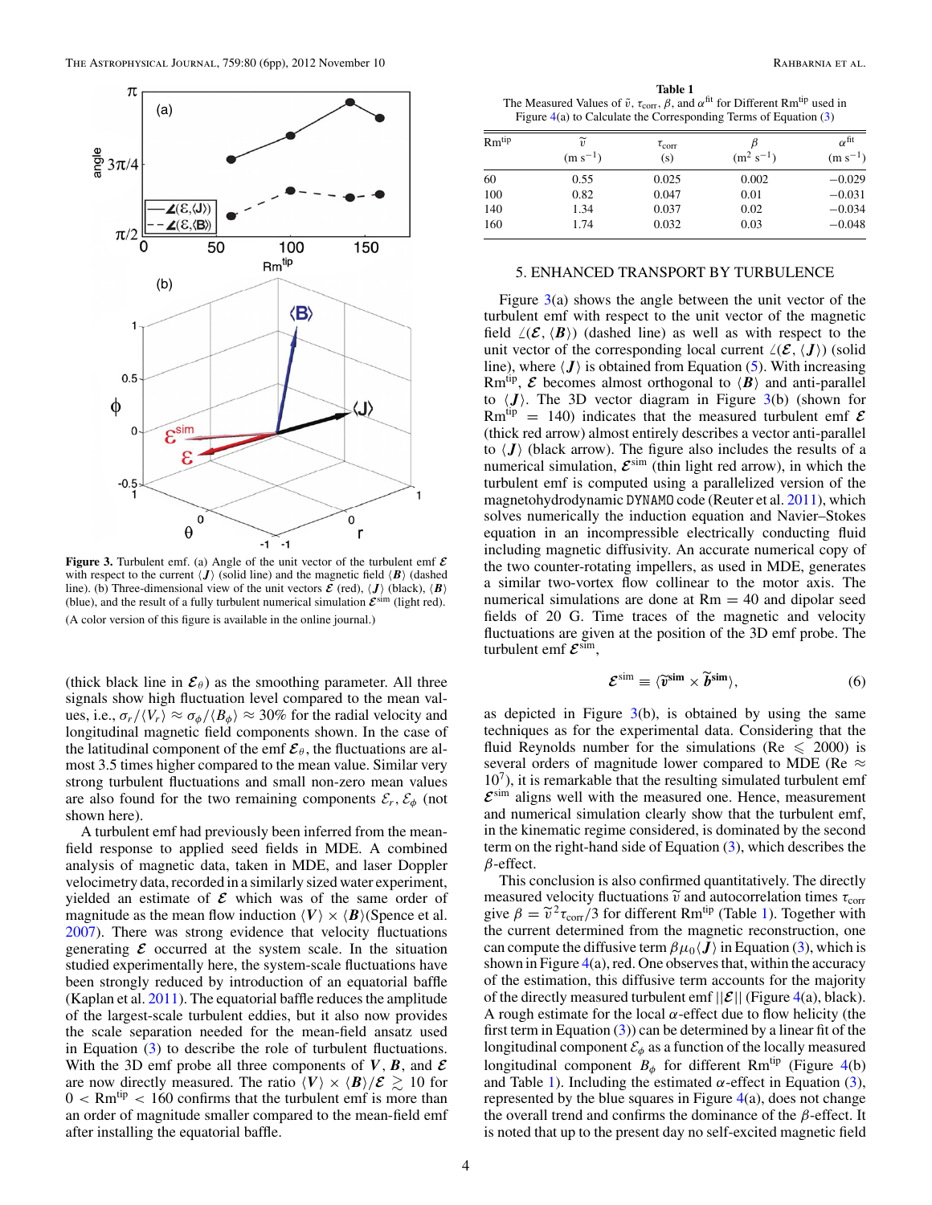**Figure 3.** Turbulent emf. (a) Angle of the unit vector of the turbulent emf $\boldsymbol{\mathcal{E}}$ with respect to the current $\langle \boldsymbol{J} \rangle$ (solid line) and the magnetic field $\langle \boldsymbol{B} \rangle$ (dashed line). (b) Three-dimensional view of the unit vectors $\boldsymbol{\mathcal{E}}$ (red), $\langle \boldsymbol{J} \rangle$ (black), $\langle \boldsymbol{B} \rangle$ (blue), and the result of a fully turbulent numerical simulation $\boldsymbol{\mathcal{E}}^{\rm sim}$ (light red).

(A color version of this figure is available in the online journal.)

(thick black line in $\boldsymbol{\mathcal{E}}_\theta$) as the smoothing parameter. All three signals show high fluctuation level compared to the mean values, i.e., $\sigma_r/\langle V_r \rangle \approx \sigma_\phi/\langle B_\phi \rangle \approx 30\%$ for the radial velocity and longitudinal magnetic field components shown. In the case of the latitudinal component of the emf $\boldsymbol{\mathcal{E}}_\theta$, the fluctuations are almost 3.5 times higher compared to the mean value. Similar very strong turbulent fluctuations and small non-zero mean values are also found for the two remaining components $\mathcal{E}_r$, $\mathcal{E}_\phi$ (not shown here).

A turbulent emf had previously been inferred from the mean-field response to applied seed fields in MDE. A combined analysis of magnetic data, taken in MDE, and laser Doppler velocimetry data, recorded in a similarly sized water experiment, yielded an estimate of $\boldsymbol{\mathcal{E}}$ which was of the same order of magnitude as the mean flow induction $\langle \boldsymbol{V} \rangle \times \langle \boldsymbol{B} \rangle$ (Spence et al. 2007). There was strong evidence that velocity fluctuations generating $\boldsymbol{\mathcal{E}}$ occurred at the system scale. In the situation studied experimentally here, the system-scale fluctuations have been strongly reduced by introduction of an equatorial baffle (Kaplan et al. 2011). The equatorial baffle reduces the amplitude of the largest-scale turbulent eddies, but it also now provides the scale separation needed for the mean-field ansatz used in Equation (3) to describe the role of turbulent fluctuations. With the 3D emf probe all three components of $\boldsymbol{V}$, $\boldsymbol{B}$, and $\boldsymbol{\mathcal{E}}$ are now directly measured. The ratio $\langle \boldsymbol{V} \rangle \times \langle \boldsymbol{B} \rangle / \boldsymbol{\mathcal{E}} \gtrsim 10$ for $0 < \mathrm{Rm}^{\rm tip} < 160$ confirms that the turbulent emf is more than an order of magnitude smaller compared to the mean-field emf after installing the equatorial baffle.

**Table 1**

The Measured Values of $\tilde{v}$, $\tau_{\rm corr}$, $\beta$, and $\alpha^{\rm fit}$ for Different $\mathrm{Rm}^{\rm tip}$ used in Figure 4(a) to Calculate the Corresponding Terms of Equation (3)

| $\mathrm{Rm}^{\rm tip}$ | $\tilde{v}$ (m s$^{-1}$) | $\tau_{\rm corr}$ (s) | $\beta$ (m$^2$ s$^{-1}$) | $\alpha^{\rm fit}$ (m s$^{-1}$) |
|---|---|---|---|---|
| 60 | 0.55 | 0.025 | 0.002 | −0.029 |
| 100 | 0.82 | 0.047 | 0.01 | −0.031 |
| 140 | 1.34 | 0.037 | 0.02 | −0.034 |
| 160 | 1.74 | 0.032 | 0.03 | −0.048 |

## 5. ENHANCED TRANSPORT BY TURBULENCE

Figure 3(a) shows the angle between the unit vector of the turbulent emf with respect to the unit vector of the magnetic field $\angle(\boldsymbol{\mathcal{E}}, \langle \boldsymbol{B} \rangle)$ (dashed line) as well as with respect to the unit vector of the corresponding local current $\angle(\boldsymbol{\mathcal{E}}, \langle \boldsymbol{J} \rangle)$ (solid line), where $\langle \boldsymbol{J} \rangle$ is obtained from Equation (5). With increasing $\mathrm{Rm}^{\rm tip}$, $\boldsymbol{\mathcal{E}}$ becomes almost orthogonal to $\langle \boldsymbol{B} \rangle$ and anti-parallel to $\langle \boldsymbol{J} \rangle$. The 3D vector diagram in Figure 3(b) (shown for $\mathrm{Rm}^{\rm tip} = 140$) indicates that the measured turbulent emf $\boldsymbol{\mathcal{E}}$ (thick red arrow) almost entirely describes a vector anti-parallel to $\langle \boldsymbol{J} \rangle$ (black arrow). The figure also includes the results of a numerical simulation, $\boldsymbol{\mathcal{E}}^{\rm sim}$ (thin light red arrow), in which the turbulent emf is computed using a parallelized version of the magnetohydrodynamic `DYNAMO` code (Reuter et al. 2011), which solves numerically the induction equation and Navier–Stokes equation in an incompressible electrically conducting fluid including magnetic diffusivity. An accurate numerical copy of the two counter-rotating impellers, as used in MDE, generates a similar two-vortex flow collinear to the motor axis. The numerical simulations are done at $\mathrm{Rm} = 40$ and dipolar seed fields of 20 G. Time traces of the magnetic and velocity fluctuations are given at the position of the 3D emf probe. The turbulent emf $\boldsymbol{\mathcal{E}}^{\rm sim}$,

$$\boldsymbol{\mathcal{E}}^{\rm sim} \equiv \langle \tilde{\boldsymbol{v}}^{\rm sim} \times \tilde{\boldsymbol{b}}^{\rm sim} \rangle, \tag{6}$$

as depicted in Figure 3(b), is obtained by using the same techniques as for the experimental data. Considering that the fluid Reynolds number for the simulations ($\mathrm{Re} \leqslant 2000$) is several orders of magnitude lower compared to MDE ($\mathrm{Re} \approx 10^7$), it is remarkable that the resulting simulated turbulent emf $\boldsymbol{\mathcal{E}}^{\rm sim}$ aligns well with the measured one. Hence, measurement and numerical simulation clearly show that the turbulent emf, in the kinematic regime considered, is dominated by the second term on the right-hand side of Equation (3), which describes the $\beta$-effect.

This conclusion is also confirmed quantitatively. The directly measured velocity fluctuations $\tilde{v}$ and autocorrelation times $\tau_{\rm corr}$ give $\beta = \tilde{v}^2 \tau_{\rm corr}/3$ for different $\mathrm{Rm}^{\rm tip}$ (Table 1). Together with the current determined from the magnetic reconstruction, one can compute the diffusive term $\beta \mu_0 \langle \boldsymbol{J} \rangle$ in Equation (3), which is shown in Figure 4(a), red. One observes that, within the accuracy of the estimation, this diffusive term accounts for the majority of the directly measured turbulent emf $||\boldsymbol{\mathcal{E}}||$ (Figure 4(a), black). A rough estimate for the local $\alpha$-effect due to flow helicity (the first term in Equation (3)) can be determined by a linear fit of the longitudinal component $\mathcal{E}_\phi$ as a function of the locally measured longitudinal component $B_\phi$ for different $\mathrm{Rm}^{\rm tip}$ (Figure 4(b) and Table 1). Including the estimated $\alpha$-effect in Equation (3), represented by the blue squares in Figure 4(a), does not change the overall trend and confirms the dominance of the $\beta$-effect. It is noted that up to the present day no self-excited magnetic field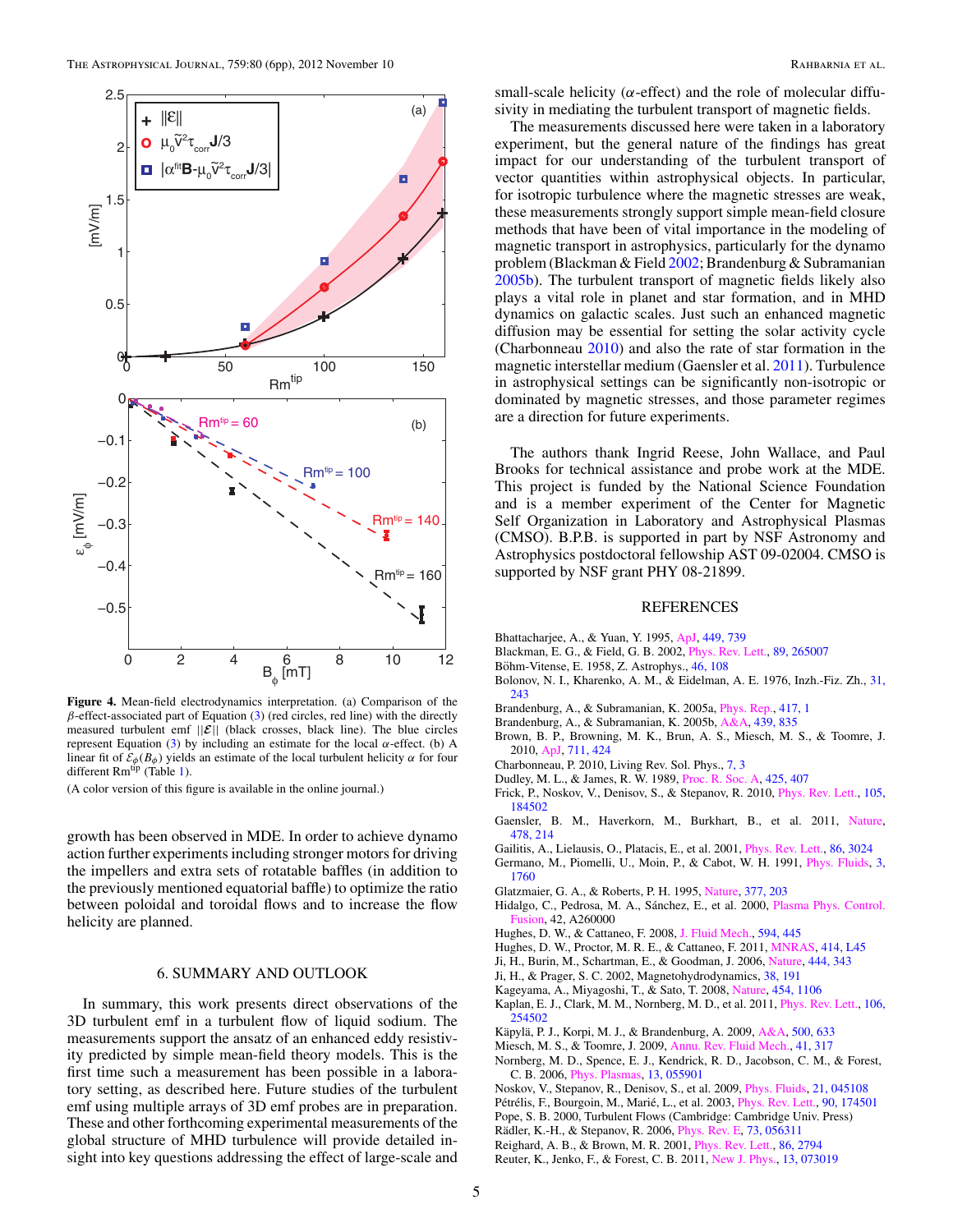**Figure 4.** Mean-field electrodynamics interpretation. (a) Comparison of the $\beta$-effect-associated part of Equation (3) (red circles, red line) with the directly measured turbulent emf $||\mathcal{E}||$ (black crosses, black line). The blue circles represent Equation (3) by including an estimate for the local $\alpha$-effect. (b) A linear fit of $\mathcal{E}_\phi(B_\phi)$ yields an estimate of the local turbulent helicity $\alpha$ for four different $\mathrm{Rm}^{\mathrm{tip}}$ (Table 1).

(A color version of this figure is available in the online journal.)

growth has been observed in MDE. In order to achieve dynamo action further experiments including stronger motors for driving the impellers and extra sets of rotatable baffles (in addition to the previously mentioned equatorial baffle) to optimize the ratio between poloidal and toroidal flows and to increase the flow helicity are planned.

## 6. SUMMARY AND OUTLOOK

In summary, this work presents direct observations of the 3D turbulent emf in a turbulent flow of liquid sodium. The measurements support the ansatz of an enhanced eddy resistivity predicted by simple mean-field theory models. This is the first time such a measurement has been possible in a laboratory setting, as described here. Future studies of the turbulent emf using multiple arrays of 3D emf probes are in preparation. These and other forthcoming experimental measurements of the global structure of MHD turbulence will provide detailed insight into key questions addressing the effect of large-scale and small-scale helicity ($\alpha$-effect) and the role of molecular diffusivity in mediating the turbulent transport of magnetic fields.

The measurements discussed here were taken in a laboratory experiment, but the general nature of the findings has great impact for our understanding of the turbulent transport of vector quantities within astrophysical objects. In particular, for isotropic turbulence where the magnetic stresses are weak, these measurements strongly support simple mean-field closure methods that have been of vital importance in the modeling of magnetic transport in astrophysics, particularly for the dynamo problem (Blackman & Field 2002; Brandenburg & Subramanian 2005b). The turbulent transport of magnetic fields likely also plays a vital role in planet and star formation, and in MHD dynamics on galactic scales. Just such an enhanced magnetic diffusion may be essential for setting the solar activity cycle (Charbonneau 2010) and also the rate of star formation in the magnetic interstellar medium (Gaensler et al. 2011). Turbulence in astrophysical settings can be significantly non-isotropic or dominated by magnetic stresses, and those parameter regimes are a direction for future experiments.

The authors thank Ingrid Reese, John Wallace, and Paul Brooks for technical assistance and probe work at the MDE. This project is funded by the National Science Foundation and is a member experiment of the Center for Magnetic Self Organization in Laboratory and Astrophysical Plasmas (CMSO). B.P.B. is supported in part by NSF Astronomy and Astrophysics postdoctoral fellowship AST 09-02004. CMSO is supported by NSF grant PHY 08-21899.

## REFERENCES

Bhattacharjee, A., & Yuan, Y. 1995, ApJ, 449, 739
Blackman, E. G., & Field, G. B. 2002, Phys. Rev. Lett., 89, 265007
Böhm-Vitense, E. 1958, Z. Astrophys., 46, 108
Bolonov, N. I., Kharenko, A. M., & Eidelman, A. E. 1976, Inzh.-Fiz. Zh., 31, 243
Brandenburg, A., & Subramanian, K. 2005a, Phys. Rep., 417, 1
Brandenburg, A., & Subramanian, K. 2005b, A&A, 439, 835
Brown, B. P., Browning, M. K., Brun, A. S., Miesch, M. S., & Toomre, J. 2010, ApJ, 711, 424
Charbonneau, P. 2010, Living Rev. Sol. Phys., 7, 3
Dudley, M. L., & James, R. W. 1989, Proc. R. Soc. A, 425, 407
Frick, P., Noskov, V., Denisov, S., & Stepanov, R. 2010, Phys. Rev. Lett., 105, 184502
Gaensler, B. M., Haverkorn, M., Burkhart, B., et al. 2011, Nature, 478, 214
Gailitis, A., Lielausis, O., Platacis, E., et al. 2001, Phys. Rev. Lett., 86, 3024
Germano, M., Piomelli, U., Moin, P., & Cabot, W. H. 1991, Phys. Fluids, 3, 1760
Glatzmaier, G. A., & Roberts, P. H. 1995, Nature, 377, 203
Hidalgo, C., Pedrosa, M. A., Sánchez, E., et al. 2000, Plasma Phys. Control. Fusion, 42, A260000
Hughes, D. W., & Cattaneo, F. 2008, J. Fluid Mech., 594, 445
Hughes, D. W., Proctor, M. R. E., & Cattaneo, F. 2011, MNRAS, 414, L45
Ji, H., Burin, M., Schartman, E., & Goodman, J. 2006, Nature, 444, 343
Ji, H., & Prager, S. C. 2002, Magnetohydrodynamics, 38, 191
Kageyama, A., Miyagoshi, T., & Sato, T. 2008, Nature, 454, 1106
Kaplan, E. J., Clark, M. M., Nornberg, M. D., et al. 2011, Phys. Rev. Lett., 106, 254502
Käpylä, P. J., Korpi, M. J., & Brandenburg, A. 2009, A&A, 500, 633
Miesch, M. S., & Toomre, J. 2009, Annu. Rev. Fluid Mech., 41, 317
Nornberg, M. D., Spence, E. J., Kendrick, R. D., Jacobson, C. M., & Forest, C. B. 2006, Phys. Plasmas, 13, 055901
Noskov, V., Stepanov, R., Denisov, S., et al. 2009, Phys. Fluids, 21, 045108
Pétrélis, F., Bourgoin, M., Marié, L., et al. 2003, Phys. Rev. Lett., 90, 174501
Pope, S. B. 2000, Turbulent Flows (Cambridge: Cambridge Univ. Press)
Rädler, K.-H., & Stepanov, R. 2006, Phys. Rev. E, 73, 056311
Reighard, A. B., & Brown, M. R. 2001, Phys. Rev. Lett., 86, 2794
Reuter, K., Jenko, F., & Forest, C. B. 2011, New J. Phys., 13, 073019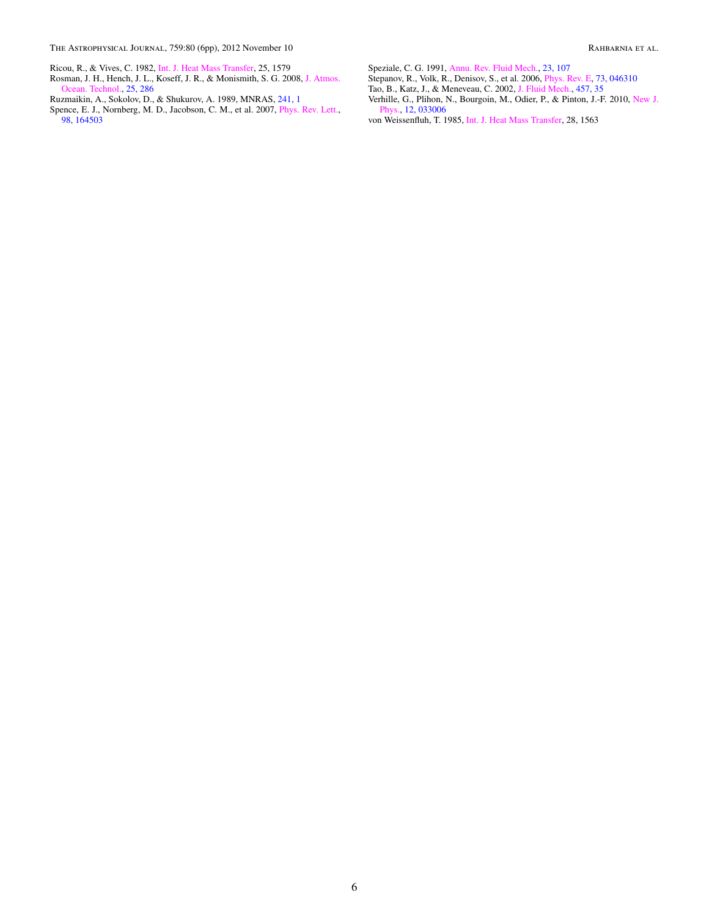Ricou, R., & Vives, C. 1982, Int. J. Heat Mass Transfer, 25, 1579

Rosman, J. H., Hench, J. L., Koseff, J. R., & Monismith, S. G. 2008, J. Atmos. Ocean. Technol., 25, 286

Ruzmaikin, A., Sokolov, D., & Shukurov, A. 1989, MNRAS, 241, 1

Spence, E. J., Nornberg, M. D., Jacobson, C. M., et al. 2007, Phys. Rev. Lett., 98, 164503

Speziale, C. G. 1991, Annu. Rev. Fluid Mech., 23, 107

Stepanov, R., Volk, R., Denisov, S., et al. 2006, Phys. Rev. E, 73, 046310

Tao, B., Katz, J., & Meneveau, C. 2002, J. Fluid Mech., 457, 35

Verhille, G., Plihon, N., Bourgoin, M., Odier, P., & Pinton, J.-F. 2010, New J. Phys., 12, 033006

von Weissenfluh, T. 1985, Int. J. Heat Mass Transfer, 28, 1563